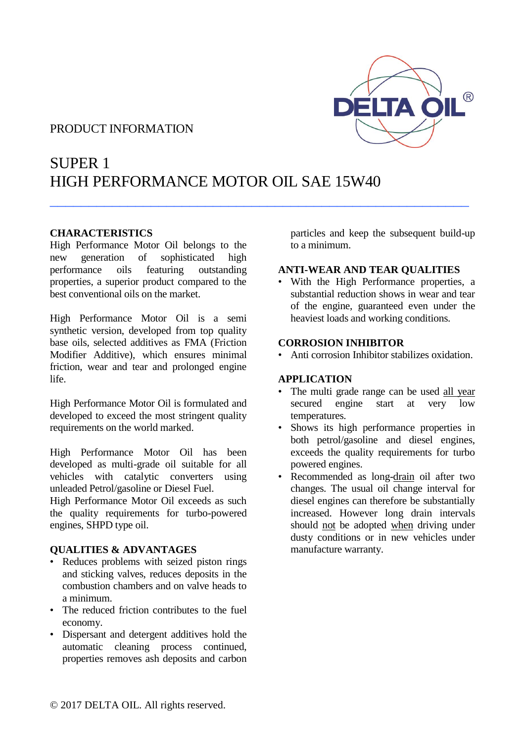PRODUCT INFORMATION

# SUPER 1
# HIGH PERFORMANCE MOTOR OIL SAE 15W40

---

## CHARACTERISTICS

High Performance Motor Oil belongs to the new generation of sophisticated high performance oils featuring outstanding properties, a superior product compared to the best conventional oils on the market.

High Performance Motor Oil is a semi synthetic version, developed from top quality base oils, selected additives as FMA (Friction Modifier Additive), which ensures minimal friction, wear and tear and prolonged engine life.

High Performance Motor Oil is formulated and developed to exceed the most stringent quality requirements on the world marked.

High Performance Motor Oil has been developed as multi-grade oil suitable for all vehicles with catalytic converters using unleaded Petrol/gasoline or Diesel Fuel.
High Performance Motor Oil exceeds as such the quality requirements for turbo-powered engines, SHPD type oil.

## QUALITIES & ADVANTAGES

- Reduces problems with seized piston rings and sticking valves, reduces deposits in the combustion chambers and on valve heads to a minimum.
- The reduced friction contributes to the fuel economy.
- Dispersant and detergent additives hold the automatic cleaning process continued, properties removes ash deposits and carbon particles and keep the subsequent build-up to a minimum.

## ANTI-WEAR AND TEAR QUALITIES

- With the High Performance properties, a substantial reduction shows in wear and tear of the engine, guaranteed even under the heaviest loads and working conditions.

## CORROSION INHIBITOR

- Anti corrosion Inhibitor stabilizes oxidation.

## APPLICATION

- The multi grade range can be used <u>all year</u> secured engine start at very low temperatures.
- Shows its high performance properties in both petrol/gasoline and diesel engines, exceeds the quality requirements for turbo powered engines.
- Recommended as long-<u>drain</u> oil after two changes. The usual oil change interval for diesel engines can therefore be substantially increased. However long drain intervals should <u>not</u> be adopted <u>when</u> driving under dusty conditions or in new vehicles under manufacture warranty.

© 2017 DELTA OIL. All rights reserved.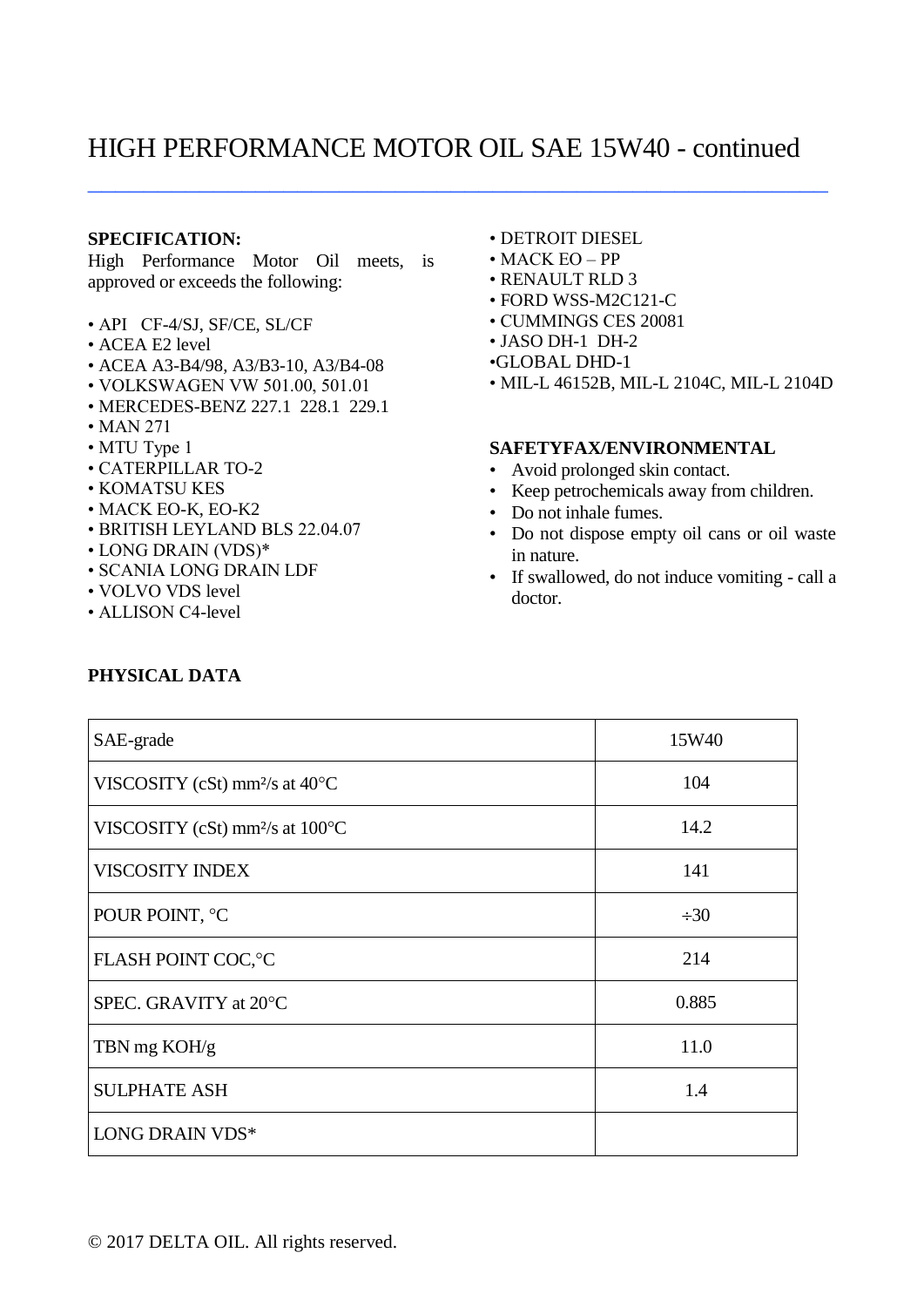# HIGH PERFORMANCE MOTOR OIL SAE 15W40 - continued

**SPECIFICATION:**
High Performance Motor Oil meets, is approved or exceeds the following:

- API CF-4/SJ, SF/CE, SL/CF
- ACEA E2 level
- ACEA A3-B4/98, A3/B3-10, A3/B4-08
- VOLKSWAGEN VW 501.00, 501.01
- MERCEDES-BENZ 227.1 228.1 229.1
- MAN 271
- MTU Type 1
- CATERPILLAR TO-2
- KOMATSU KES
- MACK EO-K, EO-K2
- BRITISH LEYLAND BLS 22.04.07
- LONG DRAIN (VDS)*
- SCANIA LONG DRAIN LDF
- VOLVO VDS level
- ALLISON C4-level
- DETROIT DIESEL
- MACK EO – PP
- RENAULT RLD 3
- FORD WSS-M2C121-C
- CUMMINGS CES 20081
- JASO DH-1 DH-2
- GLOBAL DHD-1
- MIL-L 46152B, MIL-L 2104C, MIL-L 2104D

**SAFETYFAX/ENVIRONMENTAL**

- Avoid prolonged skin contact.
- Keep petrochemicals away from children.
- Do not inhale fumes.
- Do not dispose empty oil cans or oil waste in nature.
- If swallowed, do not induce vomiting - call a doctor.

**PHYSICAL DATA**

| SAE-grade | 15W40 |
|---|---|
| VISCOSITY (cSt) mm²/s at 40°C | 104 |
| VISCOSITY (cSt) mm²/s at 100°C | 14.2 |
| VISCOSITY INDEX | 141 |
| POUR POINT, °C | ÷30 |
| FLASH POINT COC,°C | 214 |
| SPEC. GRAVITY at 20°C | 0.885 |
| TBN mg KOH/g | 11.0 |
| SULPHATE ASH | 1.4 |
| LONG DRAIN VDS* | |

© 2017 DELTA OIL. All rights reserved.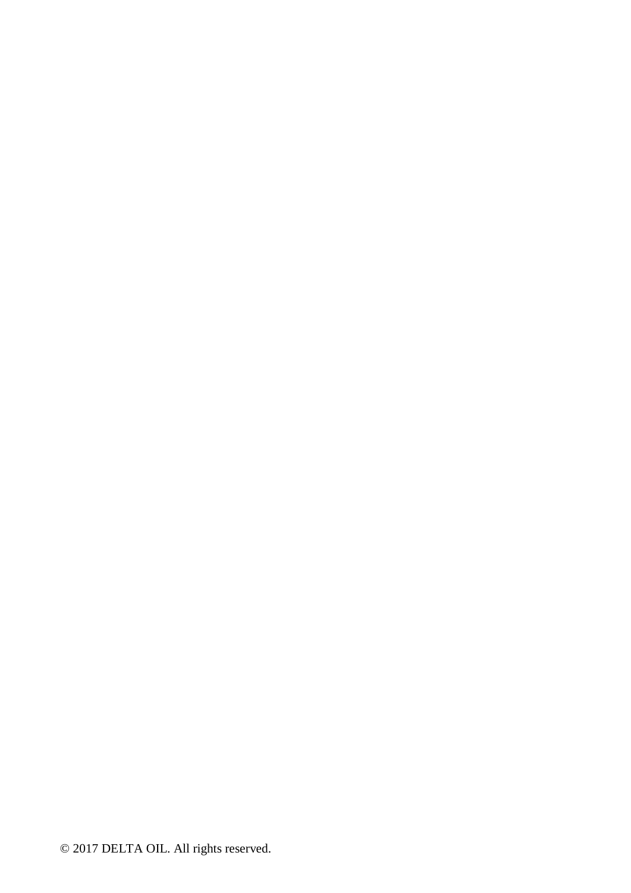© 2017 DELTA OIL. All rights reserved.